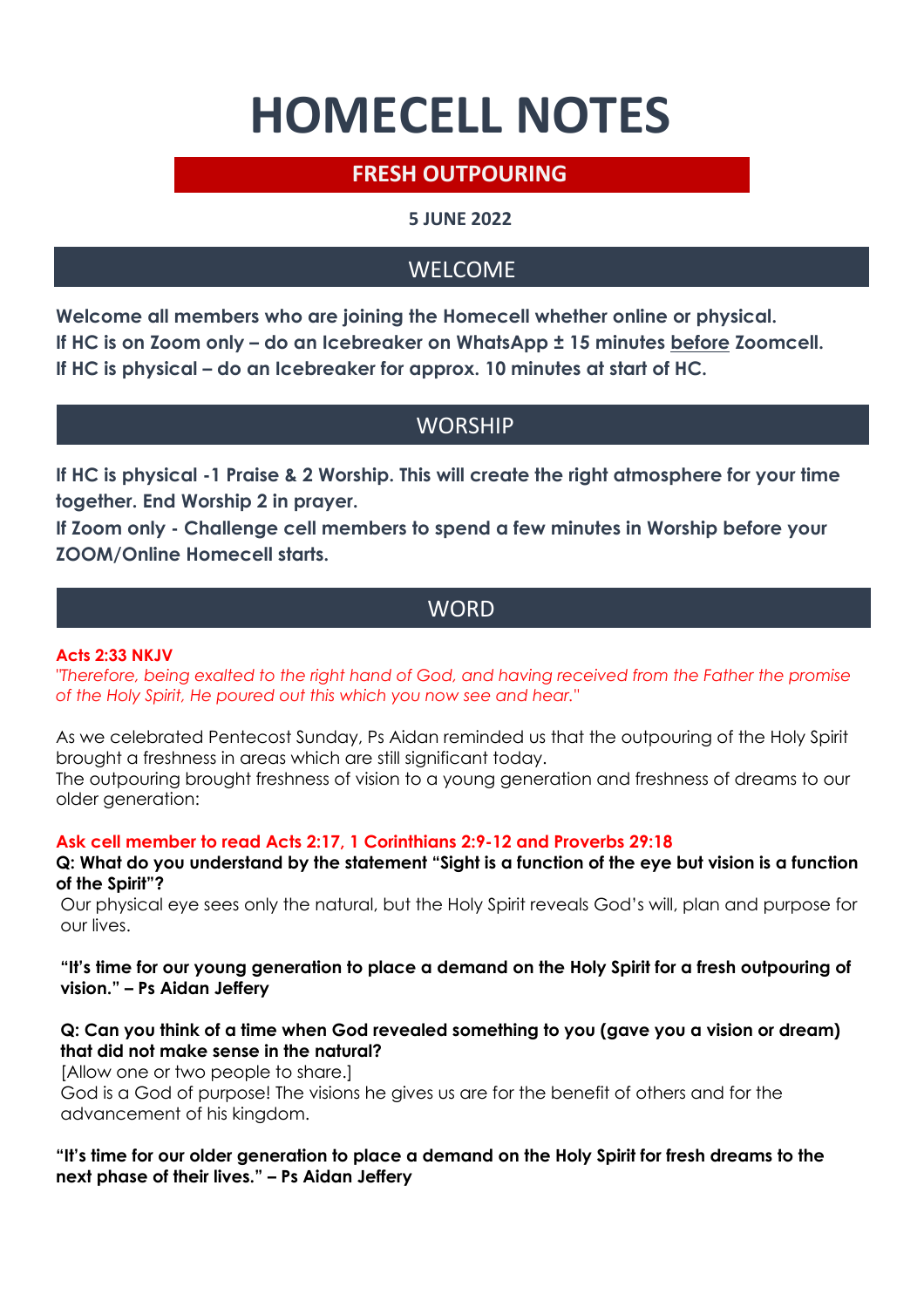# HOMECELL NOTES

## FRESH OUTPOURING

**5 JUNE 2022**

## WELCOME

**Welcome all members who are joining the Homecell whether online or physical.**
**If HC is on Zoom only – do an Icebreaker on WhatsApp ± 15 minutes before Zoomcell.**
**If HC is physical – do an Icebreaker for approx. 10 minutes at start of HC.**

## WORSHIP

**If HC is physical -1 Praise & 2 Worship. This will create the right atmosphere for your time together. End Worship 2 in prayer.**
**If Zoom only - Challenge cell members to spend a few minutes in Worship before your ZOOM/Online Homecell starts.**

## WORD

**Acts 2:33 NKJV**
*"Therefore, being exalted to the right hand of God, and having received from the Father the promise of the Holy Spirit, He poured out this which you now see and hear."*

As we celebrated Pentecost Sunday, Ps Aidan reminded us that the outpouring of the Holy Spirit brought a freshness in areas which are still significant today.
The outpouring brought freshness of vision to a young generation and freshness of dreams to our older generation:

**Ask cell member to read Acts 2:17, 1 Corinthians 2:9-12 and Proverbs 29:18**

**Q: What do you understand by the statement "Sight is a function of the eye but vision is a function of the Spirit"?**
Our physical eye sees only the natural, but the Holy Spirit reveals God's will, plan and purpose for our lives.

**"It's time for our young generation to place a demand on the Holy Spirit for a fresh outpouring of vision." – Ps Aidan Jeffery**

**Q: Can you think of a time when God revealed something to you (gave you a vision or dream) that did not make sense in the natural?**
[Allow one or two people to share.]
God is a God of purpose! The visions he gives us are for the benefit of others and for the advancement of his kingdom.

**"It's time for our older generation to place a demand on the Holy Spirit for fresh dreams to the next phase of their lives." – Ps Aidan Jeffery**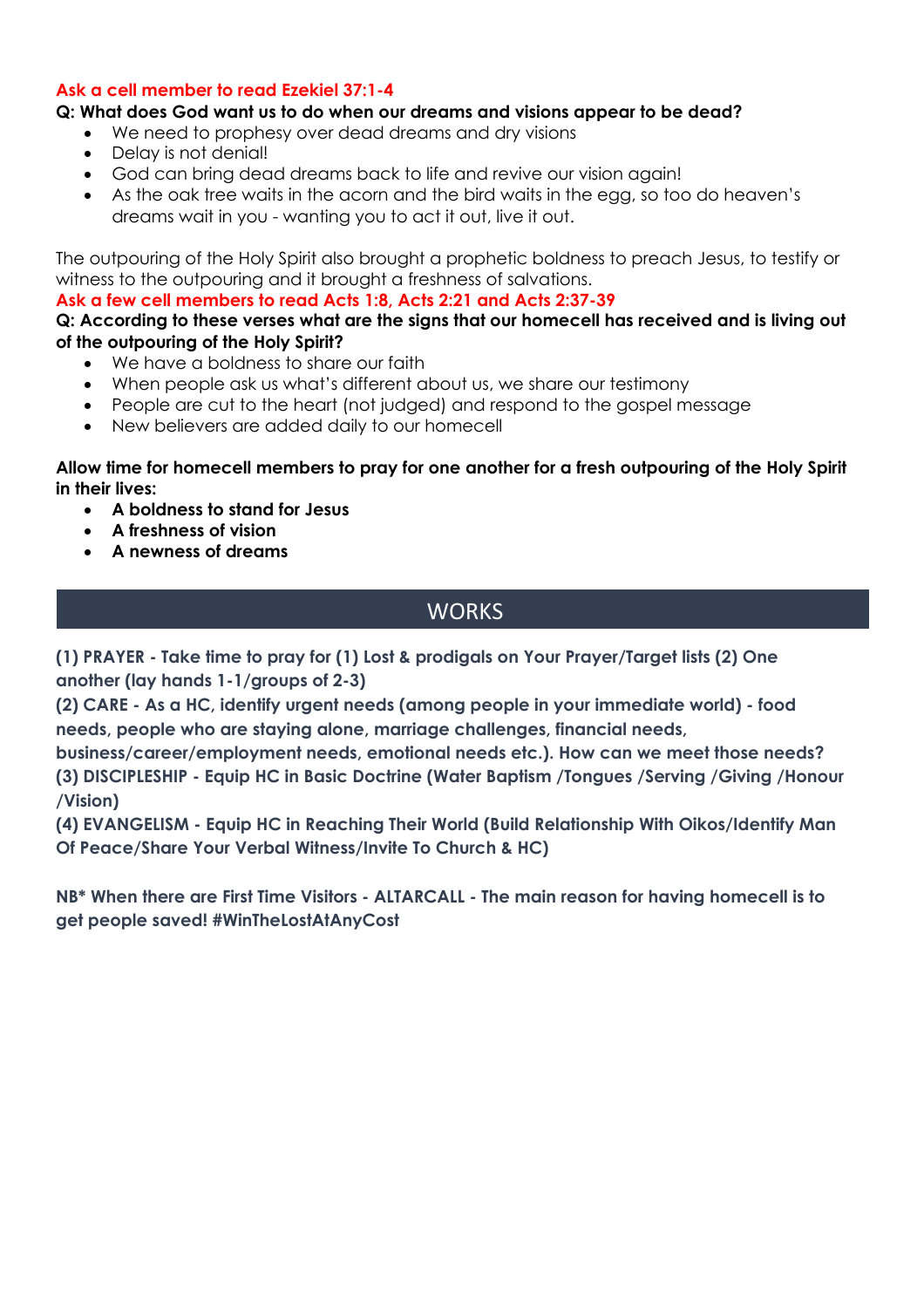**Ask a cell member to read Ezekiel 37:1-4**

**Q: What does God want us to do when our dreams and visions appear to be dead?**

- We need to prophesy over dead dreams and dry visions
- Delay is not denial!
- God can bring dead dreams back to life and revive our vision again!
- As the oak tree waits in the acorn and the bird waits in the egg, so too do heaven's dreams wait in you - wanting you to act it out, live it out.

The outpouring of the Holy Spirit also brought a prophetic boldness to preach Jesus, to testify or witness to the outpouring and it brought a freshness of salvations.

**Ask a few cell members to read Acts 1:8, Acts 2:21 and Acts 2:37-39**

**Q: According to these verses what are the signs that our homecell has received and is living out of the outpouring of the Holy Spirit?**

- We have a boldness to share our faith
- When people ask us what's different about us, we share our testimony
- People are cut to the heart (not judged) and respond to the gospel message
- New believers are added daily to our homecell

**Allow time for homecell members to pray for one another for a fresh outpouring of the Holy Spirit in their lives:**

- **A boldness to stand for Jesus**
- **A freshness of vision**
- **A newness of dreams**

## WORKS

**(1) PRAYER - Take time to pray for (1) Lost & prodigals on Your Prayer/Target lists (2) One another (lay hands 1-1/groups of 2-3)**

**(2) CARE - As a HC, identify urgent needs (among people in your immediate world) - food needs, people who are staying alone, marriage challenges, financial needs, business/career/employment needs, emotional needs etc.). How can we meet those needs?**

**(3) DISCIPLESHIP - Equip HC in Basic Doctrine (Water Baptism /Tongues /Serving /Giving /Honour /Vision)**

**(4) EVANGELISM - Equip HC in Reaching Their World (Build Relationship With Oikos/Identify Man Of Peace/Share Your Verbal Witness/Invite To Church & HC)**

**NB* When there are First Time Visitors - ALTARCALL - The main reason for having homecell is to get people saved! #WinTheLostAtAnyCost**